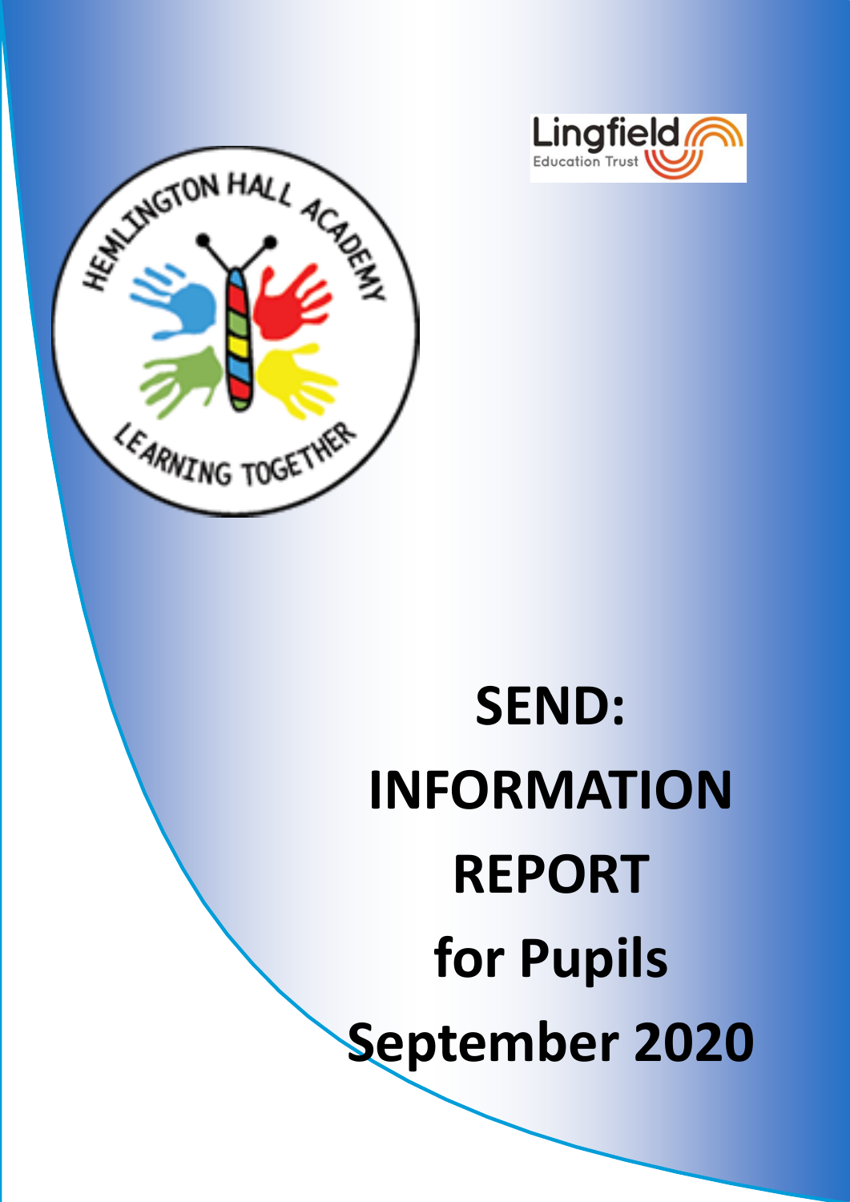# SEND: INFORMATION REPORT for Pupils September 2020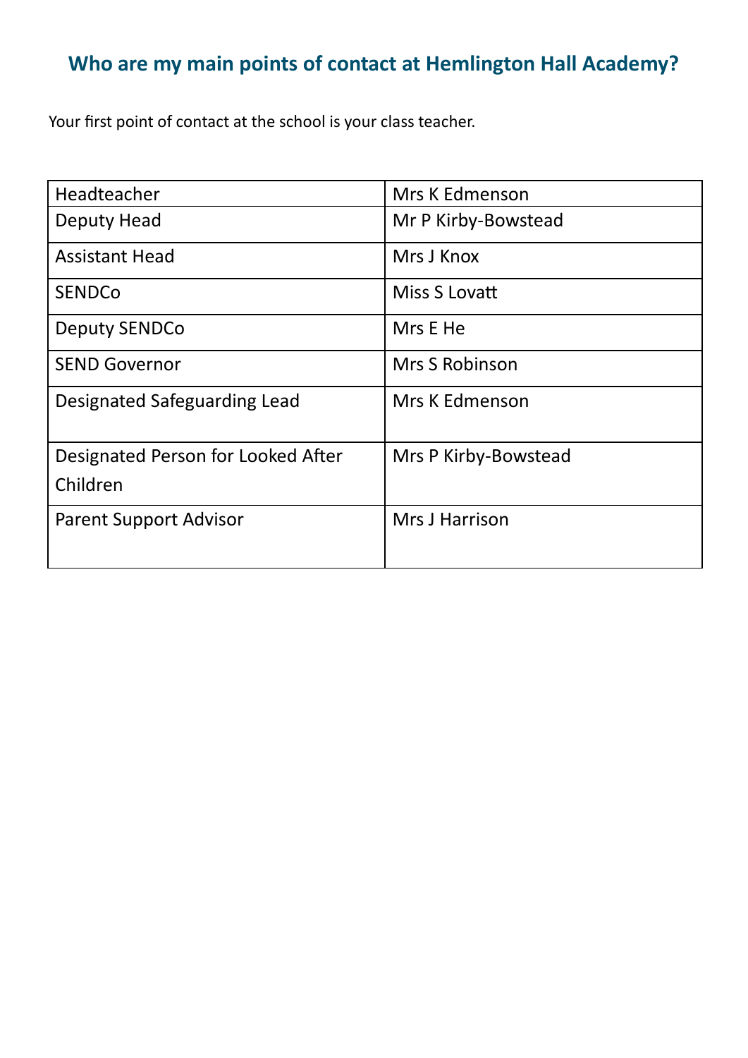## Who are my main points of contact at Hemlington Hall Academy?

Your first point of contact at the school is your class teacher.

| | |
|---|---|
| Headteacher | Mrs K Edmenson |
| Deputy Head | Mr P Kirby-Bowstead |
| Assistant Head | Mrs J Knox |
| SENDCo | Miss S Lovatt |
| Deputy SENDCo | Mrs E He |
| SEND Governor | Mrs S Robinson |
| Designated Safeguarding Lead | Mrs K Edmenson |
| Designated Person for Looked After Children | Mrs P Kirby-Bowstead |
| Parent Support Advisor | Mrs J Harrison |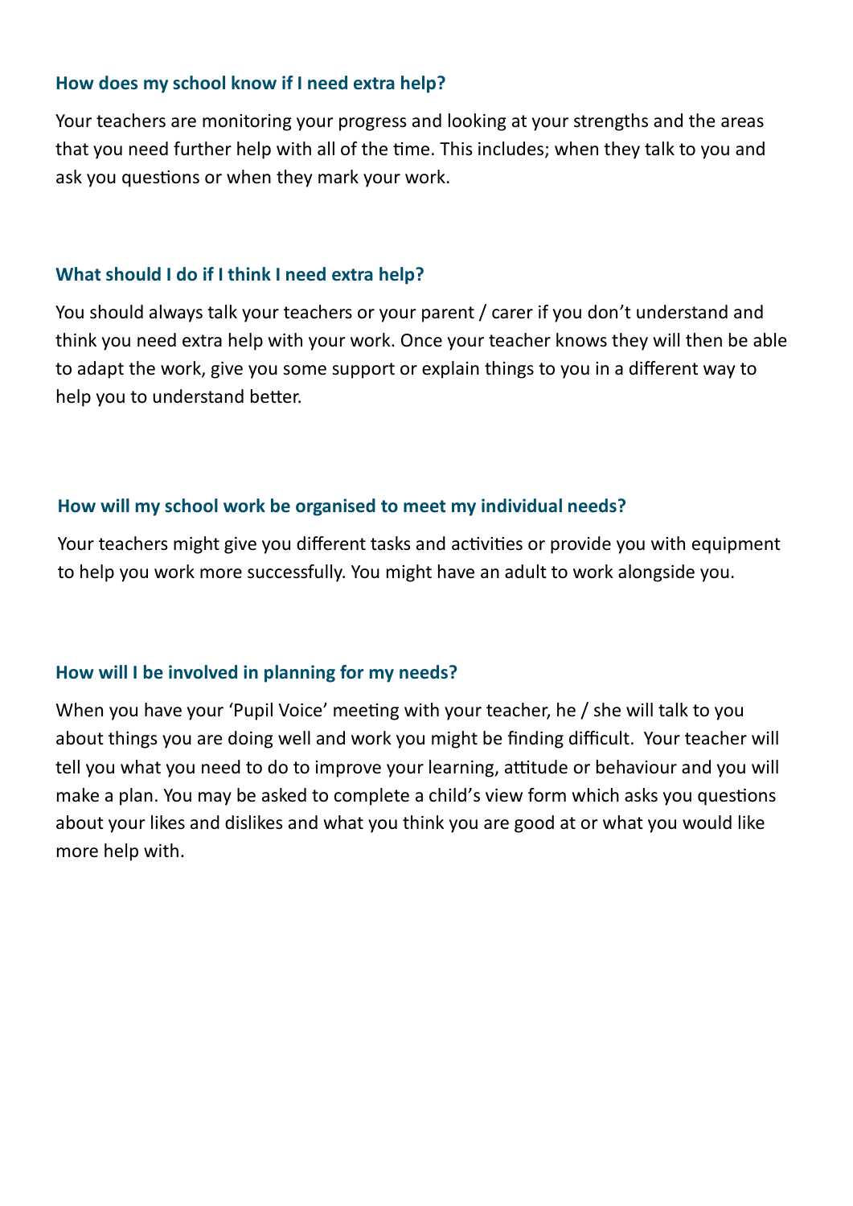### How does my school know if I need extra help?

Your teachers are monitoring your progress and looking at your strengths and the areas that you need further help with all of the time. This includes; when they talk to you and ask you questions or when they mark your work.

### What should I do if I think I need extra help?

You should always talk your teachers or your parent / carer if you don't understand and think you need extra help with your work. Once your teacher knows they will then be able to adapt the work, give you some support or explain things to you in a different way to help you to understand better.

### How will my school work be organised to meet my individual needs?

Your teachers might give you different tasks and activities or provide you with equipment to help you work more successfully. You might have an adult to work alongside you.

### How will I be involved in planning for my needs?

When you have your 'Pupil Voice' meeting with your teacher, he / she will talk to you about things you are doing well and work you might be finding difficult. Your teacher will tell you what you need to do to improve your learning, attitude or behaviour and you will make a plan. You may be asked to complete a child's view form which asks you questions about your likes and dislikes and what you think you are good at or what you would like more help with.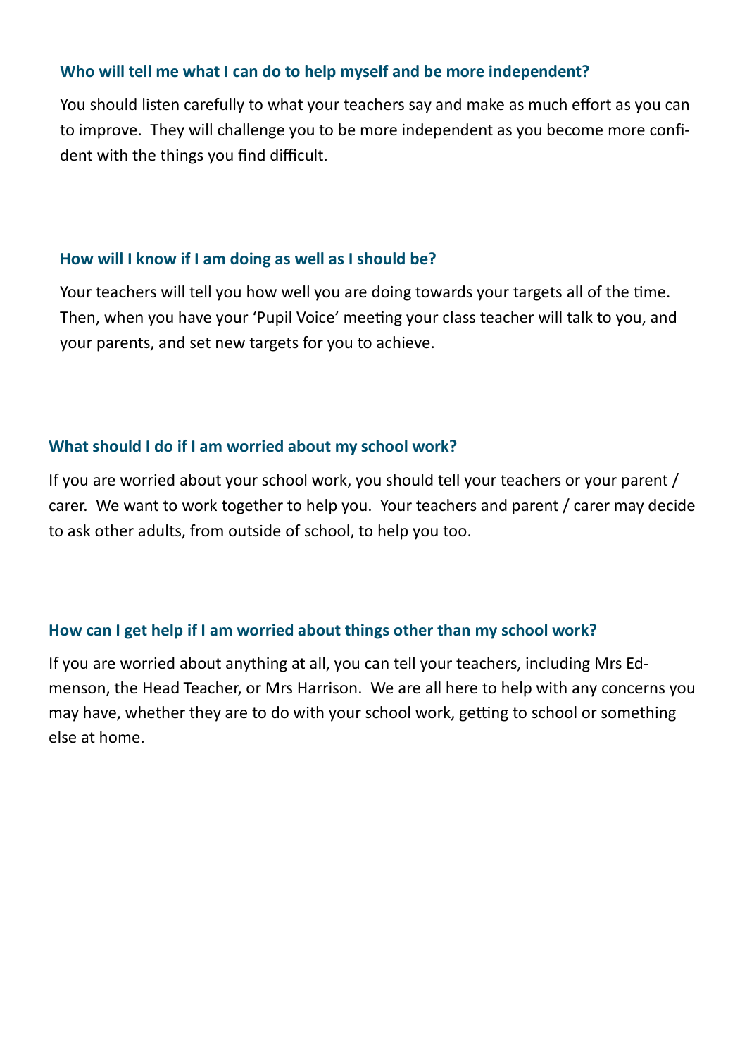### Who will tell me what I can do to help myself and be more independent?

You should listen carefully to what your teachers say and make as much effort as you can to improve. They will challenge you to be more independent as you become more confident with the things you find difficult.

### How will I know if I am doing as well as I should be?

Your teachers will tell you how well you are doing towards your targets all of the time. Then, when you have your 'Pupil Voice' meeting your class teacher will talk to you, and your parents, and set new targets for you to achieve.

### What should I do if I am worried about my school work?

If you are worried about your school work, you should tell your teachers or your parent / carer. We want to work together to help you. Your teachers and parent / carer may decide to ask other adults, from outside of school, to help you too.

### How can I get help if I am worried about things other than my school work?

If you are worried about anything at all, you can tell your teachers, including Mrs Edmenson, the Head Teacher, or Mrs Harrison. We are all here to help with any concerns you may have, whether they are to do with your school work, getting to school or something else at home.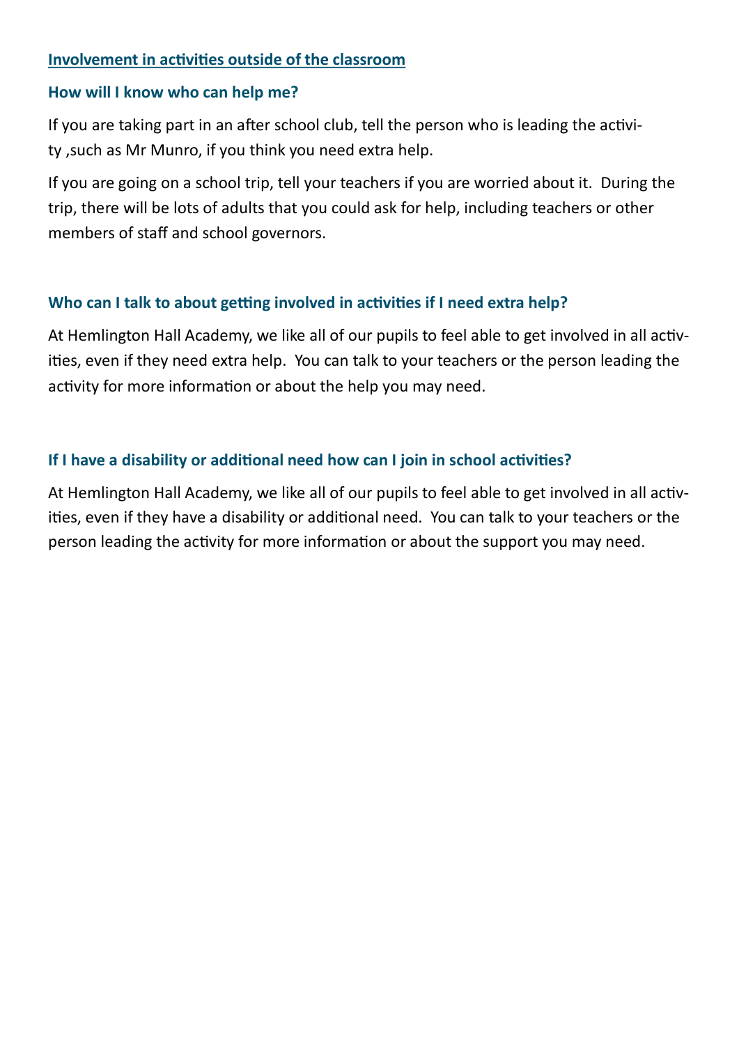## Involvement in activities outside of the classroom

### How will I know who can help me?

If you are taking part in an after school club, tell the person who is leading the activity ,such as Mr Munro, if you think you need extra help.

If you are going on a school trip, tell your teachers if you are worried about it. During the trip, there will be lots of adults that you could ask for help, including teachers or other members of staff and school governors.

### Who can I talk to about getting involved in activities if I need extra help?

At Hemlington Hall Academy, we like all of our pupils to feel able to get involved in all activities, even if they need extra help. You can talk to your teachers or the person leading the activity for more information or about the help you may need.

### If I have a disability or additional need how can I join in school activities?

At Hemlington Hall Academy, we like all of our pupils to feel able to get involved in all activities, even if they have a disability or additional need. You can talk to your teachers or the person leading the activity for more information or about the support you may need.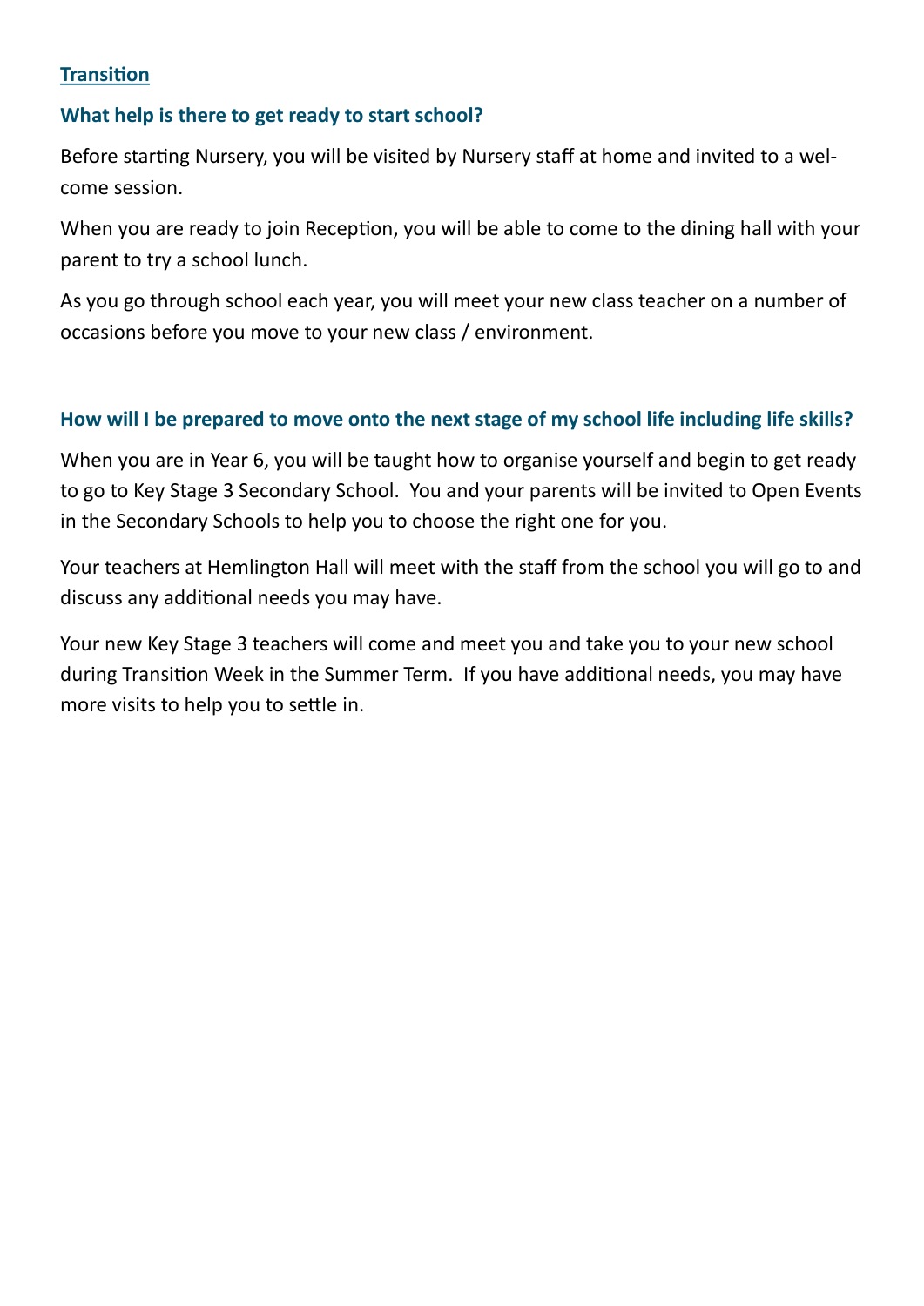## Transition

### What help is there to get ready to start school?

Before starting Nursery, you will be visited by Nursery staff at home and invited to a welcome session.

When you are ready to join Reception, you will be able to come to the dining hall with your parent to try a school lunch.

As you go through school each year, you will meet your new class teacher on a number of occasions before you move to your new class / environment.

### How will I be prepared to move onto the next stage of my school life including life skills?

When you are in Year 6, you will be taught how to organise yourself and begin to get ready to go to Key Stage 3 Secondary School. You and your parents will be invited to Open Events in the Secondary Schools to help you to choose the right one for you.

Your teachers at Hemlington Hall will meet with the staff from the school you will go to and discuss any additional needs you may have.

Your new Key Stage 3 teachers will come and meet you and take you to your new school during Transition Week in the Summer Term. If you have additional needs, you may have more visits to help you to settle in.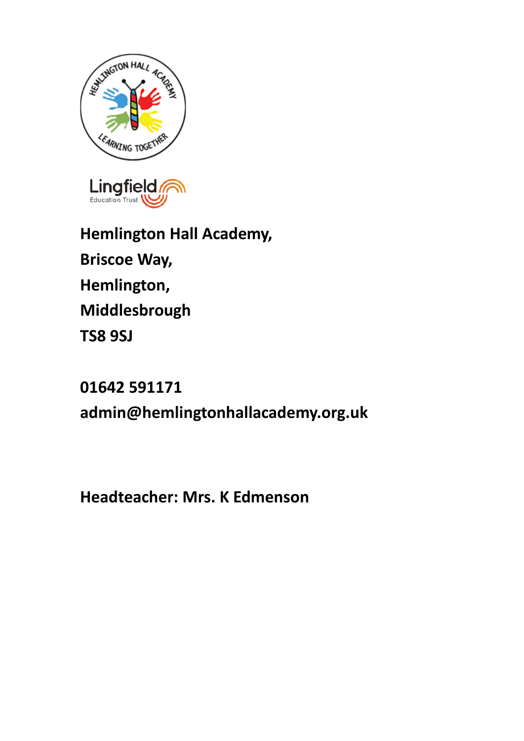**Hemlington Hall Academy,**
**Briscoe Way,**
**Hemlington,**
**Middlesbrough**
**TS8 9SJ**

**01642 591171**
**admin@hemlingtonhallacademy.org.uk**

**Headteacher: Mrs. K Edmenson**